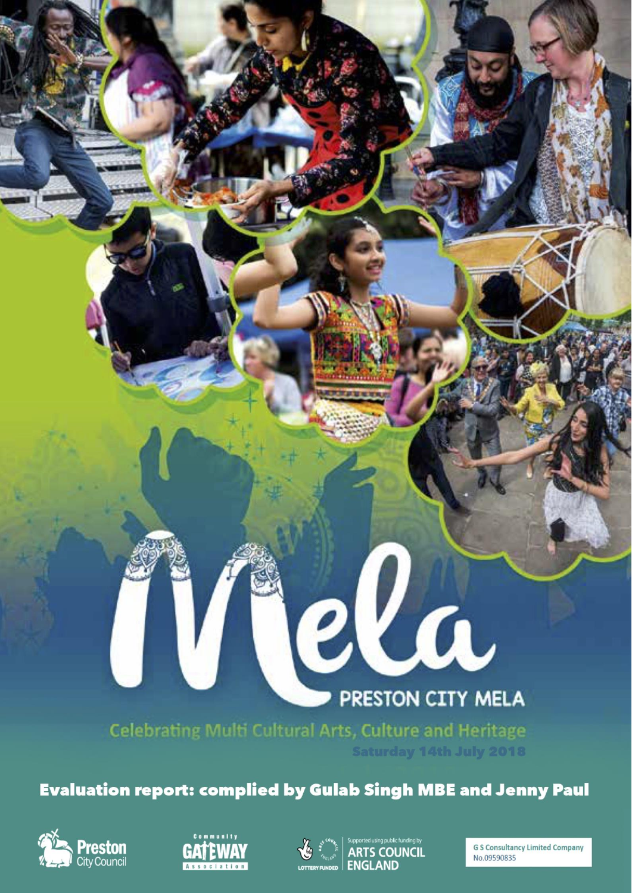# Mela

## PRESTON CITY MELA

Celebrating Multi Cultural Arts, Culture and Heritage

Saturday 14th July 2018

**Evaluation report: complied by Gulab Singh MBE and Jenny Paul**

Preston City Council

Community GATEWAY Association

Supported using public funding by ARTS COUNCIL ENGLAND

LOTTERY FUNDED

G S Consultancy Limited Company No.09590835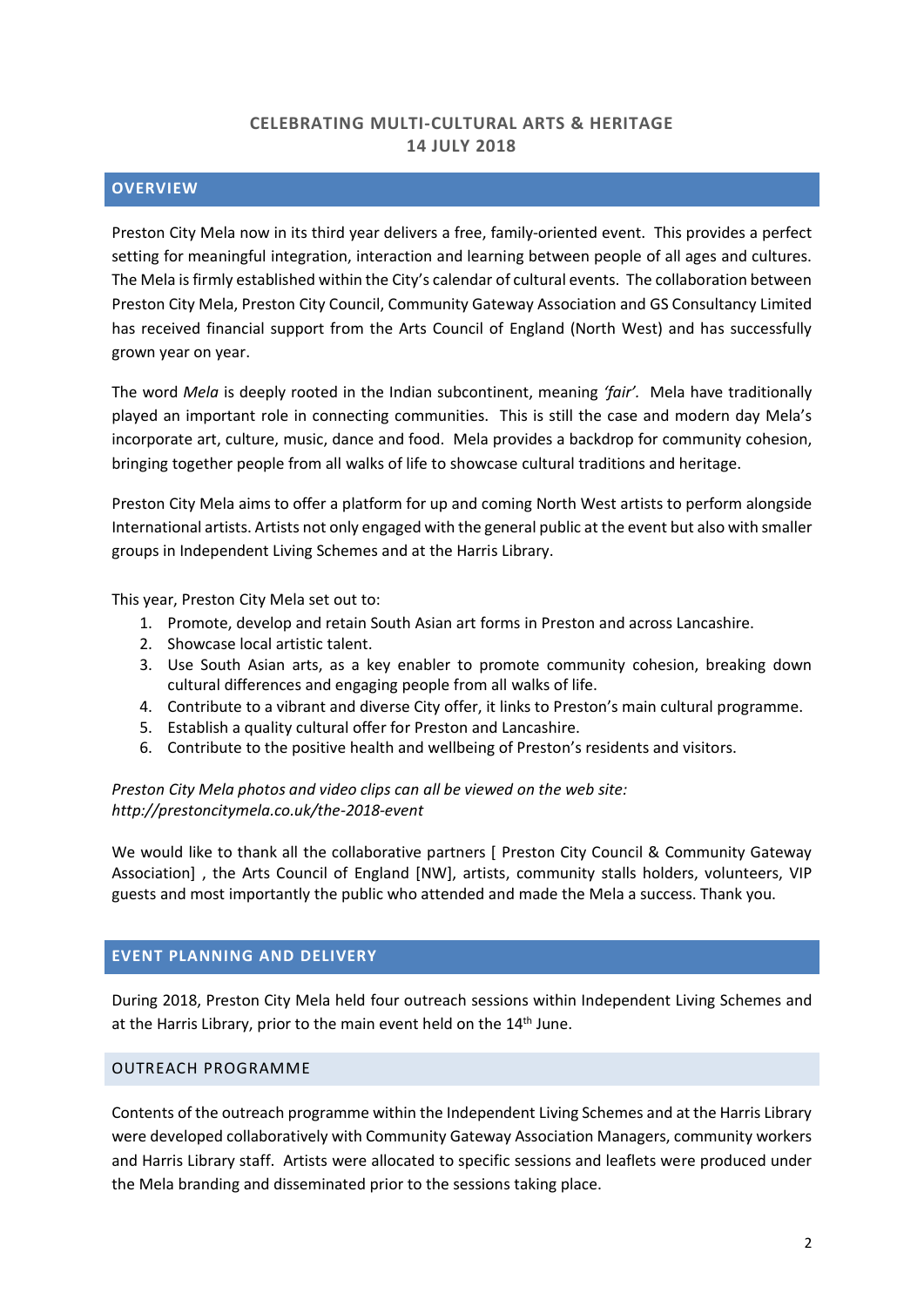**CELEBRATING MULTI-CULTURAL ARTS & HERITAGE**
**14 JULY 2018**

## OVERVIEW

Preston City Mela now in its third year delivers a free, family-oriented event. This provides a perfect setting for meaningful integration, interaction and learning between people of all ages and cultures. The Mela is firmly established within the City's calendar of cultural events. The collaboration between Preston City Mela, Preston City Council, Community Gateway Association and GS Consultancy Limited has received financial support from the Arts Council of England (North West) and has successfully grown year on year.

The word *Mela* is deeply rooted in the Indian subcontinent, meaning *'fair'.* Mela have traditionally played an important role in connecting communities. This is still the case and modern day Mela's incorporate art, culture, music, dance and food. Mela provides a backdrop for community cohesion, bringing together people from all walks of life to showcase cultural traditions and heritage.

Preston City Mela aims to offer a platform for up and coming North West artists to perform alongside International artists. Artists not only engaged with the general public at the event but also with smaller groups in Independent Living Schemes and at the Harris Library.

This year, Preston City Mela set out to:

1. Promote, develop and retain South Asian art forms in Preston and across Lancashire.
2. Showcase local artistic talent.
3. Use South Asian arts, as a key enabler to promote community cohesion, breaking down cultural differences and engaging people from all walks of life.
4. Contribute to a vibrant and diverse City offer, it links to Preston's main cultural programme.
5. Establish a quality cultural offer for Preston and Lancashire.
6. Contribute to the positive health and wellbeing of Preston's residents and visitors.

*Preston City Mela photos and video clips can all be viewed on the web site: http://prestoncitymela.co.uk/the-2018-event*

We would like to thank all the collaborative partners [ Preston City Council & Community Gateway Association] , the Arts Council of England [NW], artists, community stalls holders, volunteers, VIP guests and most importantly the public who attended and made the Mela a success. Thank you.

## EVENT PLANNING AND DELIVERY

During 2018, Preston City Mela held four outreach sessions within Independent Living Schemes and at the Harris Library, prior to the main event held on the 14th June.

### OUTREACH PROGRAMME

Contents of the outreach programme within the Independent Living Schemes and at the Harris Library were developed collaboratively with Community Gateway Association Managers, community workers and Harris Library staff. Artists were allocated to specific sessions and leaflets were produced under the Mela branding and disseminated prior to the sessions taking place.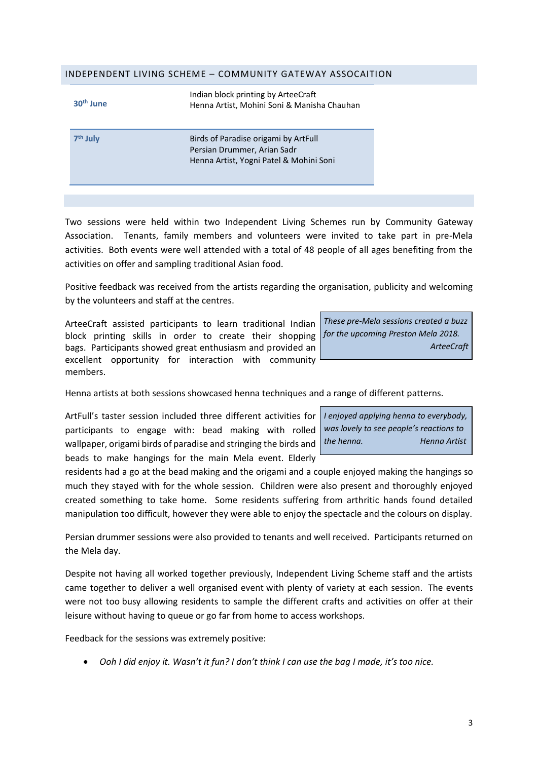## INDEPENDENT LIVING SCHEME – COMMUNITY GATEWAY ASSOCAITION

| | |
|---|---|
| **30th June** | Indian block printing by ArteeCraft<br>Henna Artist, Mohini Soni & Manisha Chauhan |
| **7th July** | Birds of Paradise origami by ArtFull<br>Persian Drummer, Arian Sadr<br>Henna Artist, Yogni Patel & Mohini Soni |

Two sessions were held within two Independent Living Schemes run by Community Gateway Association. Tenants, family members and volunteers were invited to take part in pre-Mela activities. Both events were well attended with a total of 48 people of all ages benefiting from the activities on offer and sampling traditional Asian food.

Positive feedback was received from the artists regarding the organisation, publicity and welcoming by the volunteers and staff at the centres.

ArteeCraft assisted participants to learn traditional Indian block printing skills in order to create their shopping bags. Participants showed great enthusiasm and provided an excellent opportunity for interaction with community members.

> *These pre-Mela sessions created a buzz for the upcoming Preston Mela 2018.*
> *ArteeCraft*

Henna artists at both sessions showcased henna techniques and a range of different patterns.

ArtFull's taster session included three different activities for participants to engage with: bead making with rolled wallpaper, origami birds of paradise and stringing the birds and beads to make hangings for the main Mela event. Elderly residents had a go at the bead making and the origami and a couple enjoyed making the hangings so much they stayed with for the whole session. Children were also present and thoroughly enjoyed created something to take home. Some residents suffering from arthritic hands found detailed manipulation too difficult, however they were able to enjoy the spectacle and the colours on display.

> *I enjoyed applying henna to everybody, was lovely to see people's reactions to the henna.*
> *Henna Artist*

Persian drummer sessions were also provided to tenants and well received. Participants returned on the Mela day.

Despite not having all worked together previously, Independent Living Scheme staff and the artists came together to deliver a well organised event with plenty of variety at each session. The events were not too busy allowing residents to sample the different crafts and activities on offer at their leisure without having to queue or go far from home to access workshops.

Feedback for the sessions was extremely positive:

- *Ooh I did enjoy it. Wasn't it fun? I don't think I can use the bag I made, it's too nice.*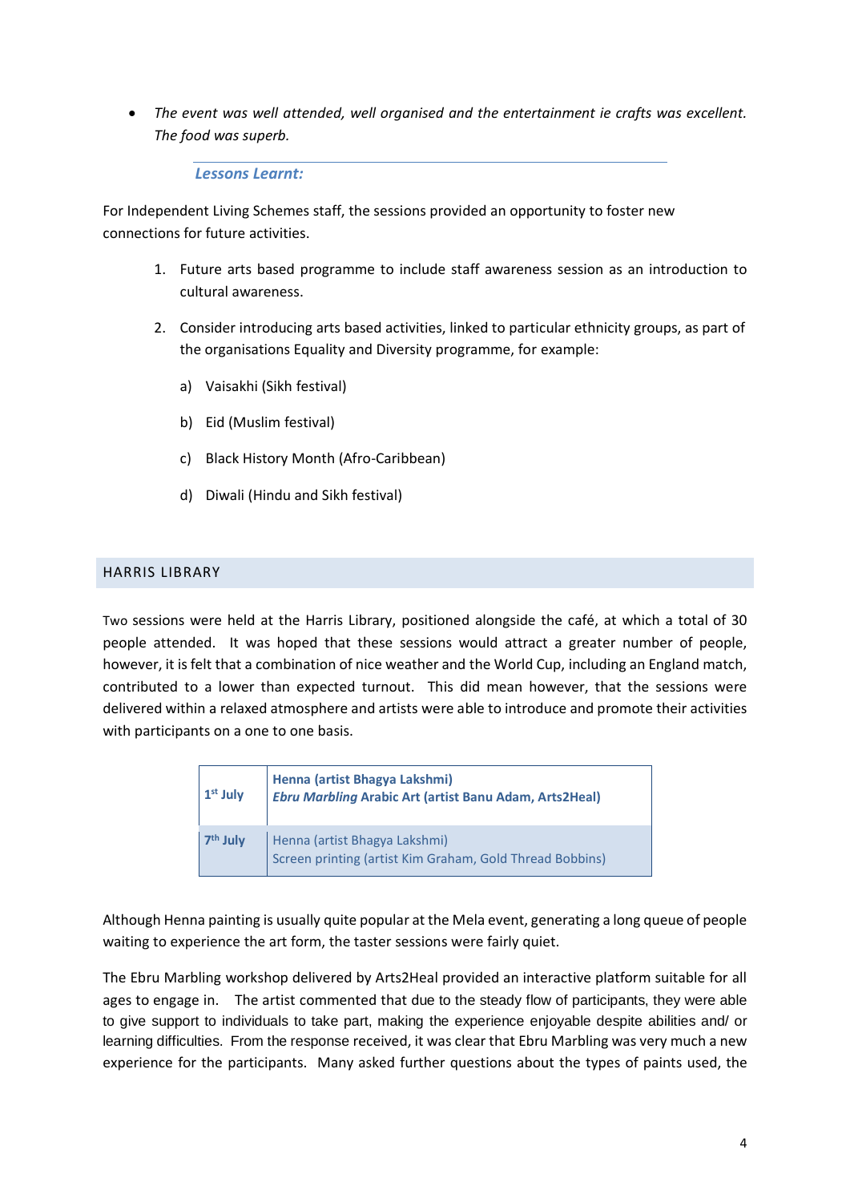- *The event was well attended, well organised and the entertainment ie crafts was excellent. The food was superb.*

### *Lessons Learnt:*

For Independent Living Schemes staff, the sessions provided an opportunity to foster new connections for future activities.

1. Future arts based programme to include staff awareness session as an introduction to cultural awareness.
2. Consider introducing arts based activities, linked to particular ethnicity groups, as part of the organisations Equality and Diversity programme, for example:

    a) Vaisakhi (Sikh festival)

    b) Eid (Muslim festival)

    c) Black History Month (Afro-Caribbean)

    d) Diwali (Hindu and Sikh festival)

## HARRIS LIBRARY

Two sessions were held at the Harris Library, positioned alongside the café, at which a total of 30 people attended. It was hoped that these sessions would attract a greater number of people, however, it is felt that a combination of nice weather and the World Cup, including an England match, contributed to a lower than expected turnout. This did mean however, that the sessions were delivered within a relaxed atmosphere and artists were able to introduce and promote their activities with participants on a one to one basis.

| | |
|---|---|
| **1st July** | **Henna (artist Bhagya Lakshmi)**<br>***Ebru Marbling* Arabic Art (artist Banu Adam, Arts2Heal)** |
| **7th July** | Henna (artist Bhagya Lakshmi)<br>Screen printing (artist Kim Graham, Gold Thread Bobbins) |

Although Henna painting is usually quite popular at the Mela event, generating a long queue of people waiting to experience the art form, the taster sessions were fairly quiet.

The Ebru Marbling workshop delivered by Arts2Heal provided an interactive platform suitable for all ages to engage in. The artist commented that due to the steady flow of participants, they were able to give support to individuals to take part, making the experience enjoyable despite abilities and/ or learning difficulties. From the response received, it was clear that Ebru Marbling was very much a new experience for the participants. Many asked further questions about the types of paints used, the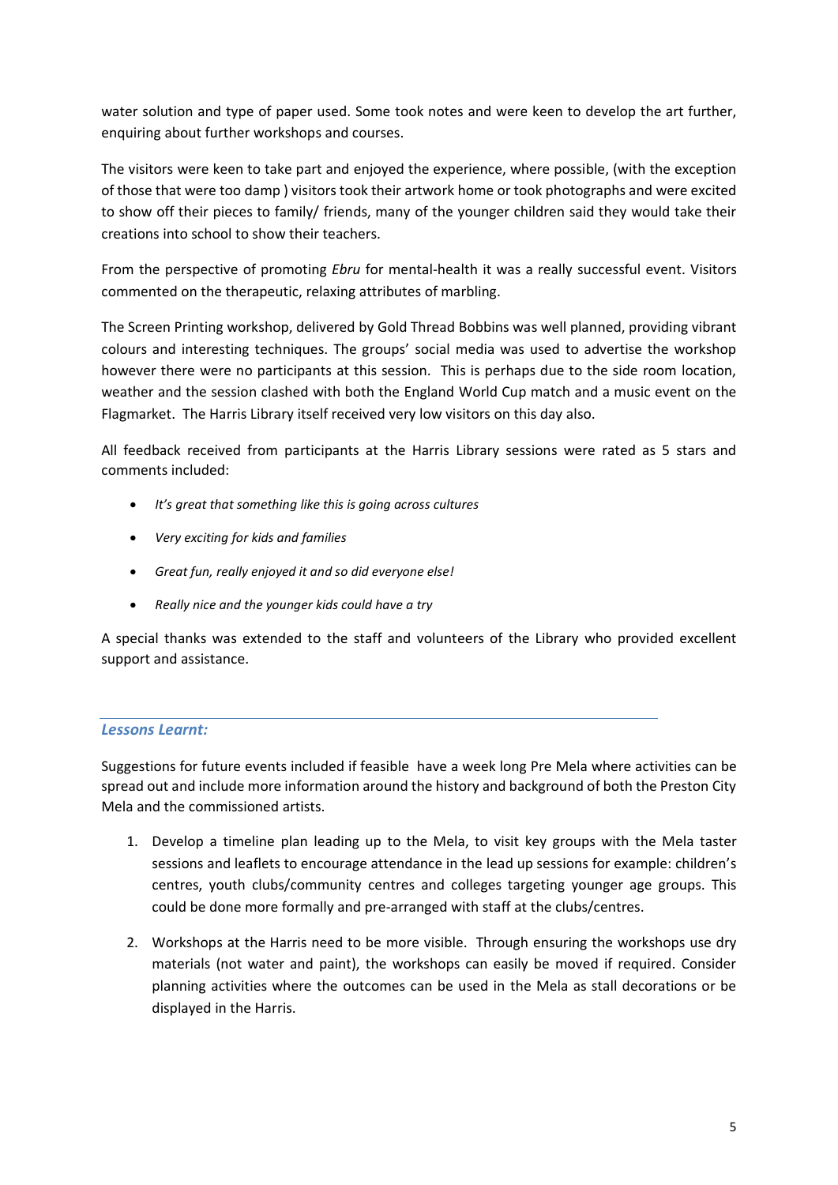water solution and type of paper used. Some took notes and were keen to develop the art further, enquiring about further workshops and courses.

The visitors were keen to take part and enjoyed the experience, where possible, (with the exception of those that were too damp ) visitors took their artwork home or took photographs and were excited to show off their pieces to family/ friends, many of the younger children said they would take their creations into school to show their teachers.

From the perspective of promoting *Ebru* for mental-health it was a really successful event. Visitors commented on the therapeutic, relaxing attributes of marbling.

The Screen Printing workshop, delivered by Gold Thread Bobbins was well planned, providing vibrant colours and interesting techniques. The groups' social media was used to advertise the workshop however there were no participants at this session. This is perhaps due to the side room location, weather and the session clashed with both the England World Cup match and a music event on the Flagmarket. The Harris Library itself received very low visitors on this day also.

All feedback received from participants at the Harris Library sessions were rated as 5 stars and comments included:

- *It's great that something like this is going across cultures*
- *Very exciting for kids and families*
- *Great fun, really enjoyed it and so did everyone else!*
- *Really nice and the younger kids could have a try*

A special thanks was extended to the staff and volunteers of the Library who provided excellent support and assistance.

### *Lessons Learnt:*

Suggestions for future events included if feasible have a week long Pre Mela where activities can be spread out and include more information around the history and background of both the Preston City Mela and the commissioned artists.

1. Develop a timeline plan leading up to the Mela, to visit key groups with the Mela taster sessions and leaflets to encourage attendance in the lead up sessions for example: children's centres, youth clubs/community centres and colleges targeting younger age groups. This could be done more formally and pre-arranged with staff at the clubs/centres.

2. Workshops at the Harris need to be more visible. Through ensuring the workshops use dry materials (not water and paint), the workshops can easily be moved if required. Consider planning activities where the outcomes can be used in the Mela as stall decorations or be displayed in the Harris.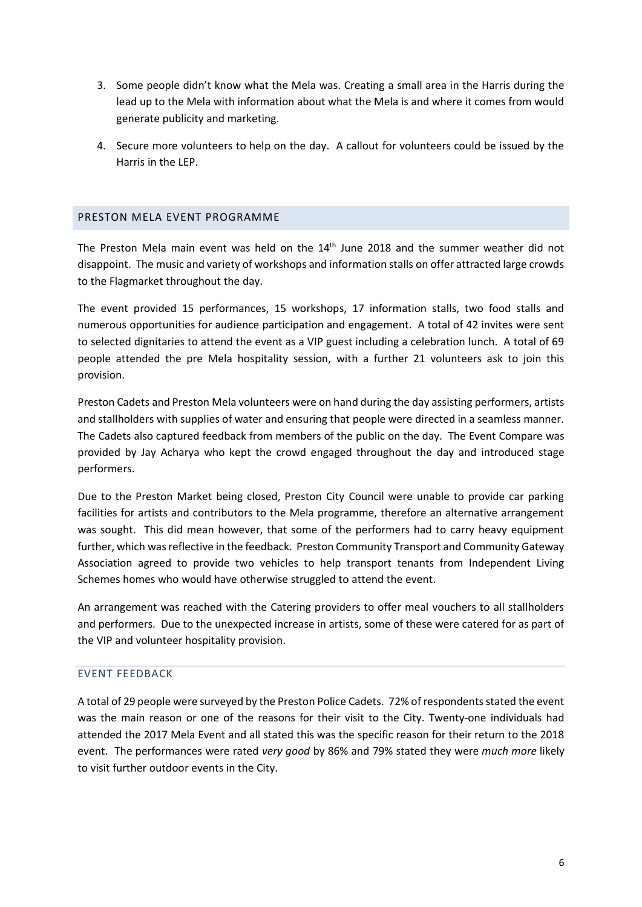3. Some people didn't know what the Mela was. Creating a small area in the Harris during the lead up to the Mela with information about what the Mela is and where it comes from would generate publicity and marketing.
4. Secure more volunteers to help on the day. A callout for volunteers could be issued by the Harris in the LEP.

## PRESTON MELA EVENT PROGRAMME

The Preston Mela main event was held on the 14th June 2018 and the summer weather did not disappoint. The music and variety of workshops and information stalls on offer attracted large crowds to the Flagmarket throughout the day.

The event provided 15 performances, 15 workshops, 17 information stalls, two food stalls and numerous opportunities for audience participation and engagement. A total of 42 invites were sent to selected dignitaries to attend the event as a VIP guest including a celebration lunch. A total of 69 people attended the pre Mela hospitality session, with a further 21 volunteers ask to join this provision.

Preston Cadets and Preston Mela volunteers were on hand during the day assisting performers, artists and stallholders with supplies of water and ensuring that people were directed in a seamless manner. The Cadets also captured feedback from members of the public on the day. The Event Compare was provided by Jay Acharya who kept the crowd engaged throughout the day and introduced stage performers.

Due to the Preston Market being closed, Preston City Council were unable to provide car parking facilities for artists and contributors to the Mela programme, therefore an alternative arrangement was sought. This did mean however, that some of the performers had to carry heavy equipment further, which was reflective in the feedback. Preston Community Transport and Community Gateway Association agreed to provide two vehicles to help transport tenants from Independent Living Schemes homes who would have otherwise struggled to attend the event.

An arrangement was reached with the Catering providers to offer meal vouchers to all stallholders and performers. Due to the unexpected increase in artists, some of these were catered for as part of the VIP and volunteer hospitality provision.

### EVENT FEEDBACK

A total of 29 people were surveyed by the Preston Police Cadets. 72% of respondents stated the event was the main reason or one of the reasons for their visit to the City. Twenty-one individuals had attended the 2017 Mela Event and all stated this was the specific reason for their return to the 2018 event. The performances were rated *very good* by 86% and 79% stated they were *much more* likely to visit further outdoor events in the City.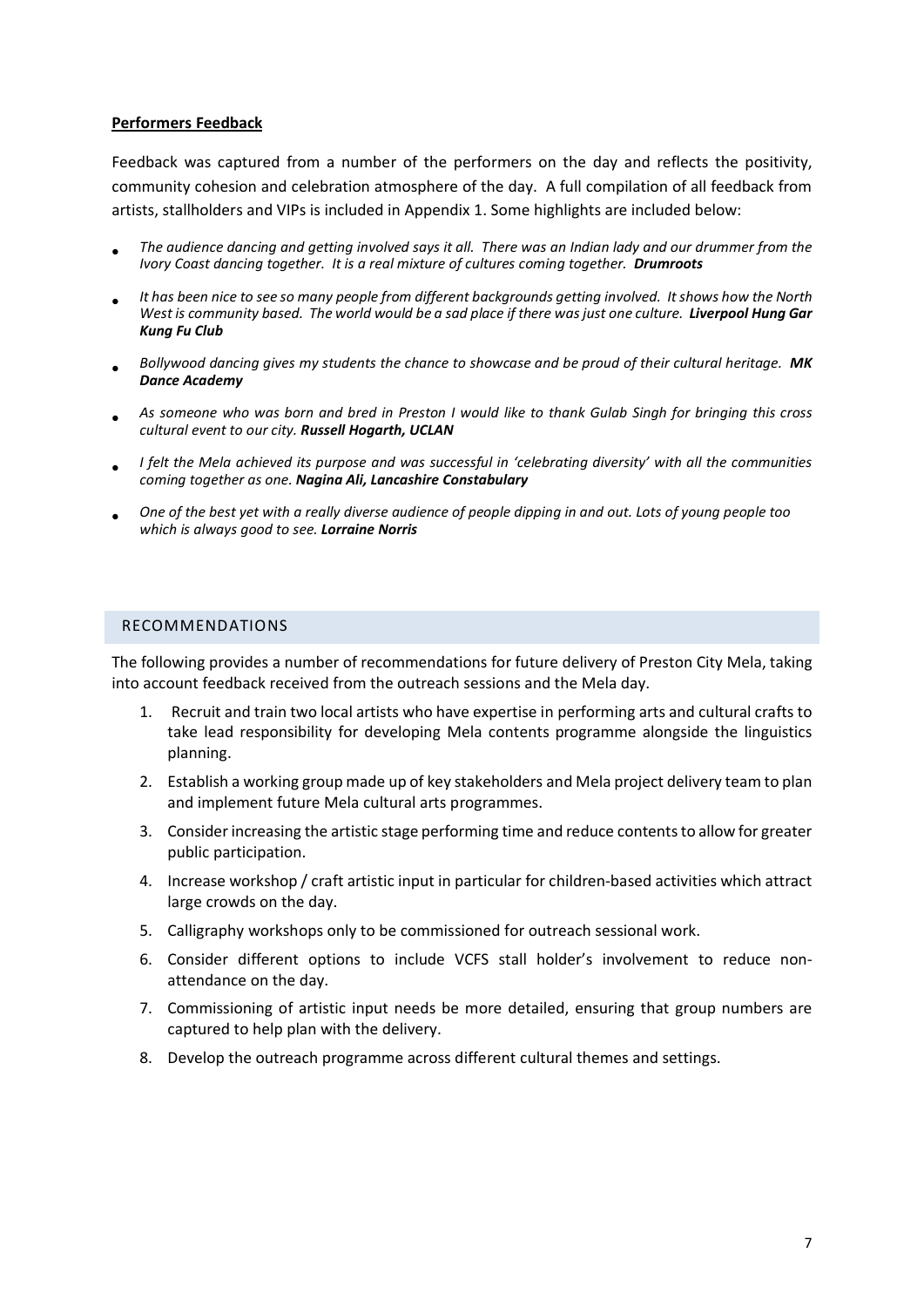**Performers Feedback**

Feedback was captured from a number of the performers on the day and reflects the positivity, community cohesion and celebration atmosphere of the day. A full compilation of all feedback from artists, stallholders and VIPs is included in Appendix 1. Some highlights are included below:

- *The audience dancing and getting involved says it all. There was an Indian lady and our drummer from the Ivory Coast dancing together. It is a real mixture of cultures coming together.* ***Drumroots***
- *It has been nice to see so many people from different backgrounds getting involved. It shows how the North West is community based. The world would be a sad place if there was just one culture.* ***Liverpool Hung Gar Kung Fu Club***
- *Bollywood dancing gives my students the chance to showcase and be proud of their cultural heritage.* ***MK Dance Academy***
- *As someone who was born and bred in Preston I would like to thank Gulab Singh for bringing this cross cultural event to our city.* ***Russell Hogarth, UCLAN***
- *I felt the Mela achieved its purpose and was successful in 'celebrating diversity' with all the communities coming together as one.* ***Nagina Ali, Lancashire Constabulary***
- *One of the best yet with a really diverse audience of people dipping in and out. Lots of young people too which is always good to see.* ***Lorraine Norris***

## RECOMMENDATIONS

The following provides a number of recommendations for future delivery of Preston City Mela, taking into account feedback received from the outreach sessions and the Mela day.

1. Recruit and train two local artists who have expertise in performing arts and cultural crafts to take lead responsibility for developing Mela contents programme alongside the linguistics planning.
2. Establish a working group made up of key stakeholders and Mela project delivery team to plan and implement future Mela cultural arts programmes.
3. Consider increasing the artistic stage performing time and reduce contents to allow for greater public participation.
4. Increase workshop / craft artistic input in particular for children-based activities which attract large crowds on the day.
5. Calligraphy workshops only to be commissioned for outreach sessional work.
6. Consider different options to include VCFS stall holder's involvement to reduce non-attendance on the day.
7. Commissioning of artistic input needs be more detailed, ensuring that group numbers are captured to help plan with the delivery.
8. Develop the outreach programme across different cultural themes and settings.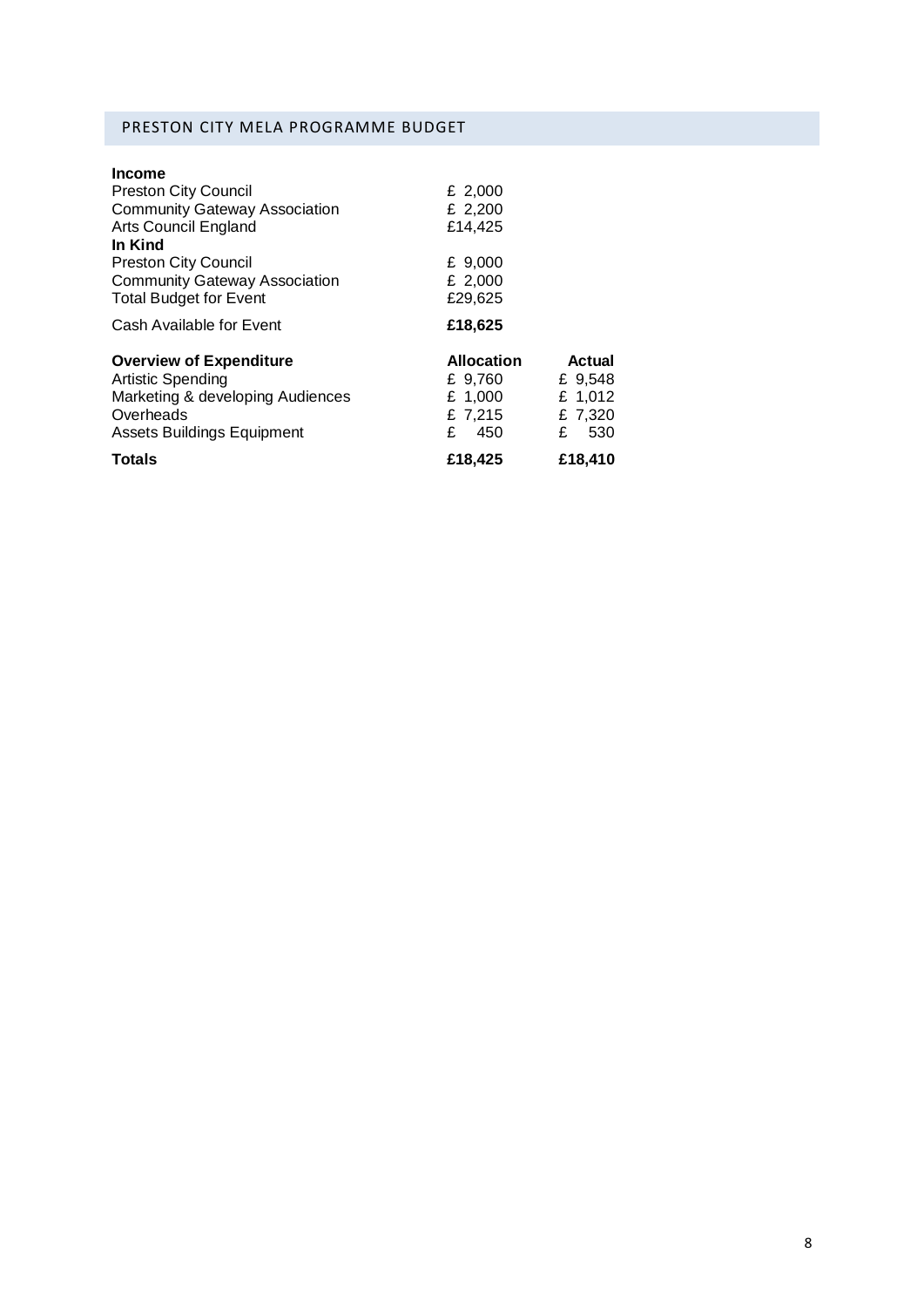## PRESTON CITY MELA PROGRAMME BUDGET

| **Income** | | |
|---|---|---|
| Preston City Council | £ 2,000 | |
| Community Gateway Association | £ 2,200 | |
| Arts Council England | £14,425 | |
| **In Kind** | | |
| Preston City Council | £ 9,000 | |
| Community Gateway Association | £ 2,000 | |
| Total Budget for Event | £29,625 | |
| Cash Available for Event | **£18,625** | |
| **Overview of Expenditure** | **Allocation** | **Actual** |
| Artistic Spending | £ 9,760 | £ 9,548 |
| Marketing & developing Audiences | £ 1,000 | £ 1,012 |
| Overheads | £ 7,215 | £ 7,320 |
| Assets Buildings Equipment | £ 450 | £ 530 |
| **Totals** | **£18,425** | **£18,410** |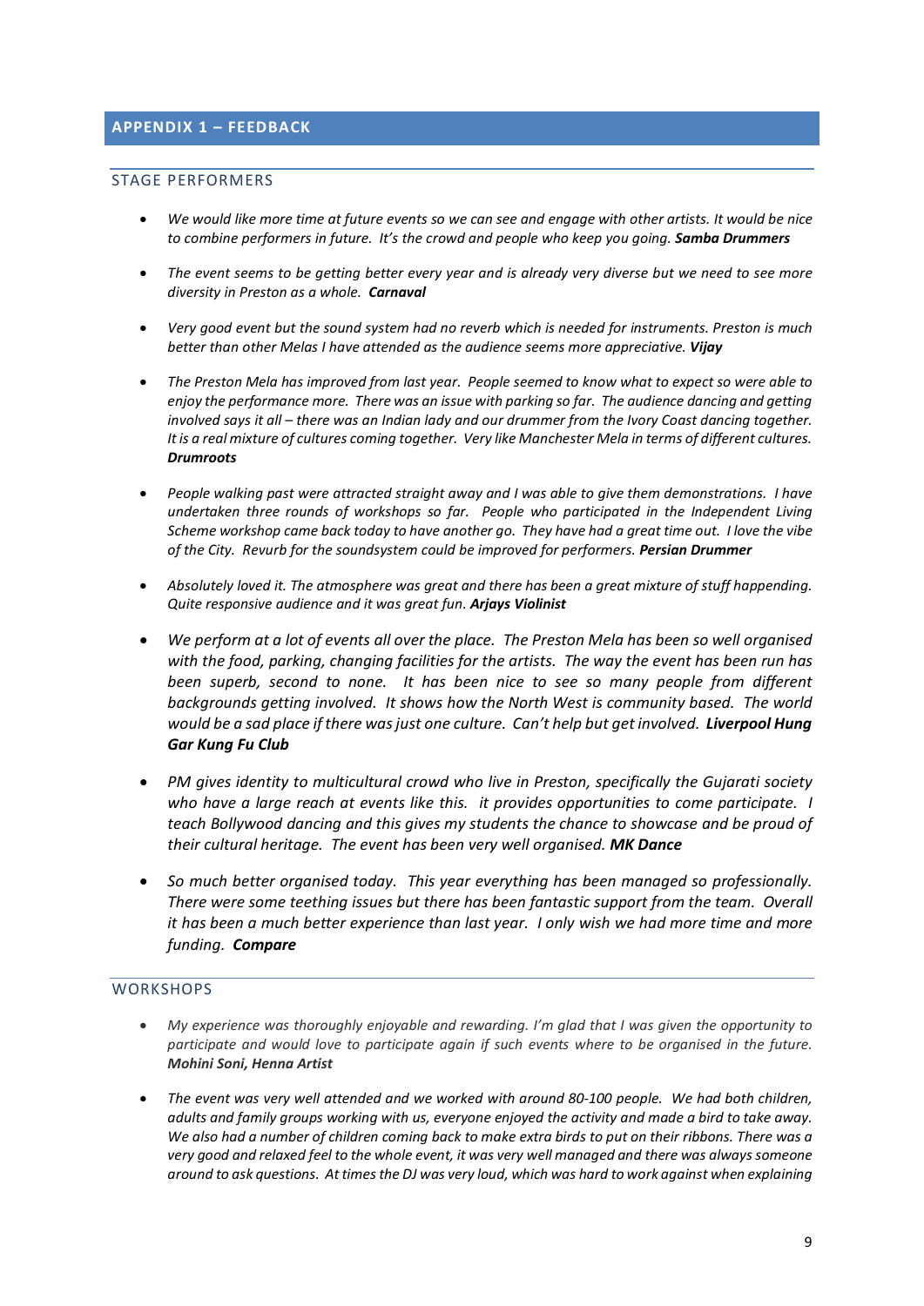## APPENDIX 1 – FEEDBACK

### STAGE PERFORMERS

- *We would like more time at future events so we can see and engage with other artists. It would be nice to combine performers in future. It's the crowd and people who keep you going.* ***Samba Drummers***

- *The event seems to be getting better every year and is already very diverse but we need to see more diversity in Preston as a whole.* ***Carnaval***

- *Very good event but the sound system had no reverb which is needed for instruments. Preston is much better than other Melas I have attended as the audience seems more appreciative.* ***Vijay***

- *The Preston Mela has improved from last year. People seemed to know what to expect so were able to enjoy the performance more. There was an issue with parking so far. The audience dancing and getting involved says it all – there was an Indian lady and our drummer from the Ivory Coast dancing together. It is a real mixture of cultures coming together. Very like Manchester Mela in terms of different cultures.* ***Drumroots***

- *People walking past were attracted straight away and I was able to give them demonstrations. I have undertaken three rounds of workshops so far. People who participated in the Independent Living Scheme workshop came back today to have another go. They have had a great time out. I love the vibe of the City. Revurb for the soundsystem could be improved for performers.* ***Persian Drummer***

- *Absolutely loved it. The atmosphere was great and there has been a great mixture of stuff happending. Quite responsive audience and it was great fun.* ***Arjays Violinist***

- *We perform at a lot of events all over the place. The Preston Mela has been so well organised with the food, parking, changing facilities for the artists. The way the event has been run has been superb, second to none. It has been nice to see so many people from different backgrounds getting involved. It shows how the North West is community based. The world would be a sad place if there was just one culture. Can't help but get involved.* ***Liverpool Hung Gar Kung Fu Club***

- *PM gives identity to multicultural crowd who live in Preston, specifically the Gujarati society who have a large reach at events like this. it provides opportunities to come participate. I teach Bollywood dancing and this gives my students the chance to showcase and be proud of their cultural heritage. The event has been very well organised.* ***MK Dance***

- *So much better organised today. This year everything has been managed so professionally. There were some teething issues but there has been fantastic support from the team. Overall it has been a much better experience than last year. I only wish we had more time and more funding.* ***Compare***

### WORKSHOPS

- *My experience was thoroughly enjoyable and rewarding. I'm glad that I was given the opportunity to participate and would love to participate again if such events where to be organised in the future.* ***Mohini Soni, Henna Artist***

- *The event was very well attended and we worked with around 80-100 people. We had both children, adults and family groups working with us, everyone enjoyed the activity and made a bird to take away. We also had a number of children coming back to make extra birds to put on their ribbons. There was a very good and relaxed feel to the whole event, it was very well managed and there was always someone around to ask questions. At times the DJ was very loud, which was hard to work against when explaining*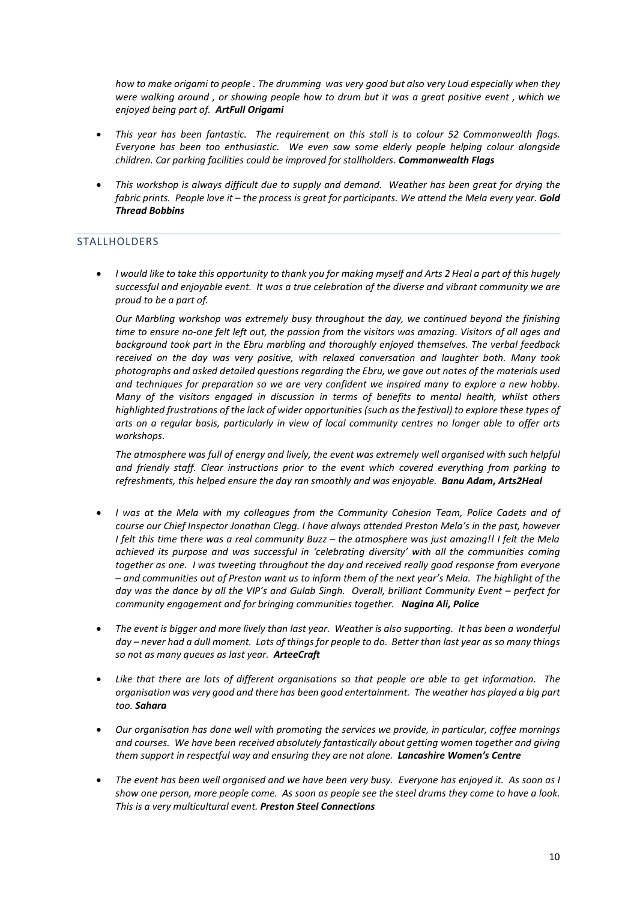*how to make origami to people . The drumming was very good but also very Loud especially when they were walking around , or showing people how to drum but it was a great positive event , which we enjoyed being part of.* ***ArtFull Origami***

- *This year has been fantastic. The requirement on this stall is to colour 52 Commonwealth flags. Everyone has been too enthusiastic. We even saw some elderly people helping colour alongside children. Car parking facilities could be improved for stallholders.* ***Commonwealth Flags***

- *This workshop is always difficult due to supply and demand. Weather has been great for drying the fabric prints. People love it – the process is great for participants. We attend the Mela every year.* ***Gold Thread Bobbins***

## STALLHOLDERS

- *I would like to take this opportunity to thank you for making myself and Arts 2 Heal a part of this hugely successful and enjoyable event. It was a true celebration of the diverse and vibrant community we are proud to be a part of.*

  *Our Marbling workshop was extremely busy throughout the day, we continued beyond the finishing time to ensure no-one felt left out, the passion from the visitors was amazing. Visitors of all ages and background took part in the Ebru marbling and thoroughly enjoyed themselves. The verbal feedback received on the day was very positive, with relaxed conversation and laughter both. Many took photographs and asked detailed questions regarding the Ebru, we gave out notes of the materials used and techniques for preparation so we are very confident we inspired many to explore a new hobby. Many of the visitors engaged in discussion in terms of benefits to mental health, whilst others highlighted frustrations of the lack of wider opportunities (such as the festival) to explore these types of arts on a regular basis, particularly in view of local community centres no longer able to offer arts workshops.*

  *The atmosphere was full of energy and lively, the event was extremely well organised with such helpful and friendly staff. Clear instructions prior to the event which covered everything from parking to refreshments, this helped ensure the day ran smoothly and was enjoyable.* ***Banu Adam, Arts2Heal***

- *I was at the Mela with my colleagues from the Community Cohesion Team, Police Cadets and of course our Chief Inspector Jonathan Clegg. I have always attended Preston Mela's in the past, however I felt this time there was a real community Buzz – the atmosphere was just amazing!! I felt the Mela achieved its purpose and was successful in 'celebrating diversity' with all the communities coming together as one. I was tweeting throughout the day and received really good response from everyone – and communities out of Preston want us to inform them of the next year's Mela. The highlight of the day was the dance by all the VIP's and Gulab Singh. Overall, brilliant Community Event – perfect for community engagement and for bringing communities together.* ***Nagina Ali, Police***

- *The event is bigger and more lively than last year. Weather is also supporting. It has been a wonderful day – never had a dull moment. Lots of things for people to do. Better than last year as so many things so not as many queues as last year.* ***ArteeCraft***

- *Like that there are lots of different organisations so that people are able to get information. The organisation was very good and there has been good entertainment. The weather has played a big part too.* ***Sahara***

- *Our organisation has done well with promoting the services we provide, in particular, coffee mornings and courses. We have been received absolutely fantastically about getting women together and giving them support in respectful way and ensuring they are not alone.* ***Lancashire Women's Centre***

- *The event has been well organised and we have been very busy. Everyone has enjoyed it. As soon as I show one person, more people come. As soon as people see the steel drums they come to have a look. This is a very multicultural event.* ***Preston Steel Connections***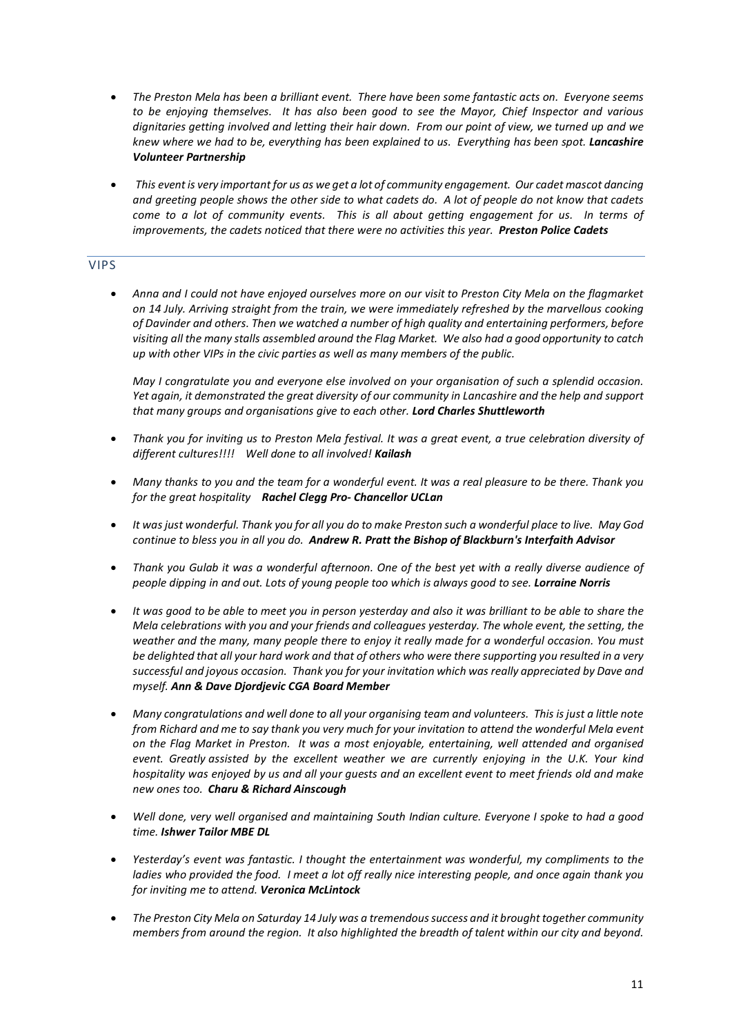- *The Preston Mela has been a brilliant event. There have been some fantastic acts on. Everyone seems to be enjoying themselves. It has also been good to see the Mayor, Chief Inspector and various dignitaries getting involved and letting their hair down. From our point of view, we turned up and we knew where we had to be, everything has been explained to us. Everything has been spot.* ***Lancashire Volunteer Partnership***

- *This event is very important for us as we get a lot of community engagement. Our cadet mascot dancing and greeting people shows the other side to what cadets do. A lot of people do not know that cadets come to a lot of community events. This is all about getting engagement for us. In terms of improvements, the cadets noticed that there were no activities this year.* ***Preston Police Cadets***

## VIPS

- *Anna and I could not have enjoyed ourselves more on our visit to Preston City Mela on the flagmarket on 14 July. Arriving straight from the train, we were immediately refreshed by the marvellous cooking of Davinder and others. Then we watched a number of high quality and entertaining performers, before visiting all the many stalls assembled around the Flag Market. We also had a good opportunity to catch up with other VIPs in the civic parties as well as many members of the public.*

  *May I congratulate you and everyone else involved on your organisation of such a splendid occasion. Yet again, it demonstrated the great diversity of our community in Lancashire and the help and support that many groups and organisations give to each other.* ***Lord Charles Shuttleworth***

- *Thank you for inviting us to Preston Mela festival. It was a great event, a true celebration diversity of different cultures!!!! Well done to all involved!* ***Kailash***

- *Many thanks to you and the team for a wonderful event. It was a real pleasure to be there. Thank you for the great hospitality* ***Rachel Clegg Pro- Chancellor UCLan***

- *It was just wonderful. Thank you for all you do to make Preston such a wonderful place to live. May God continue to bless you in all you do.* ***Andrew R. Pratt the Bishop of Blackburn's Interfaith Advisor***

- *Thank you Gulab it was a wonderful afternoon. One of the best yet with a really diverse audience of people dipping in and out. Lots of young people too which is always good to see.* ***Lorraine Norris***

- *It was good to be able to meet you in person yesterday and also it was brilliant to be able to share the Mela celebrations with you and your friends and colleagues yesterday. The whole event, the setting, the weather and the many, many people there to enjoy it really made for a wonderful occasion. You must be delighted that all your hard work and that of others who were there supporting you resulted in a very successful and joyous occasion. Thank you for your invitation which was really appreciated by Dave and myself.* ***Ann & Dave Djordjevic CGA Board Member***

- *Many congratulations and well done to all your organising team and volunteers. This is just a little note from Richard and me to say thank you very much for your invitation to attend the wonderful Mela event on the Flag Market in Preston. It was a most enjoyable, entertaining, well attended and organised event. Greatly assisted by the excellent weather we are currently enjoying in the U.K. Your kind hospitality was enjoyed by us and all your guests and an excellent event to meet friends old and make new ones too.* ***Charu & Richard Ainscough***

- *Well done, very well organised and maintaining South Indian culture. Everyone I spoke to had a good time.* ***Ishwer Tailor MBE DL***

- *Yesterday's event was fantastic. I thought the entertainment was wonderful, my compliments to the ladies who provided the food. I meet a lot off really nice interesting people, and once again thank you for inviting me to attend.* ***Veronica McLintock***

- *The Preston City Mela on Saturday 14 July was a tremendous success and it brought together community members from around the region. It also highlighted the breadth of talent within our city and beyond.*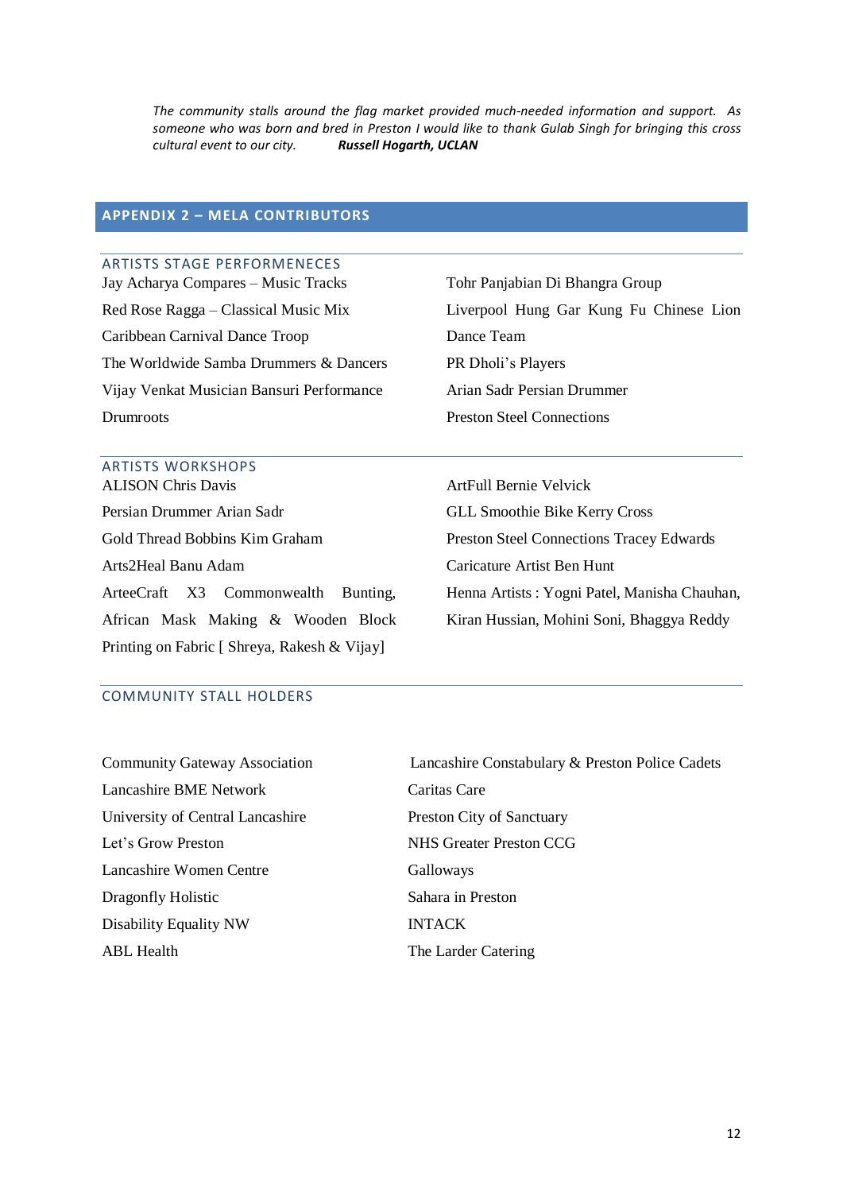*The community stalls around the flag market provided much-needed information and support. As someone who was born and bred in Preston I would like to thank Gulab Singh for bringing this cross cultural event to our city.* ***Russell Hogarth, UCLAN***

## APPENDIX 2 – MELA CONTRIBUTORS

### ARTISTS STAGE PERFORMENECES

Jay Acharya Compares – Music Tracks

Red Rose Ragga – Classical Music Mix

Caribbean Carnival Dance Troop

The Worldwide Samba Drummers & Dancers

Vijay Venkat Musician Bansuri Performance

Drumroots

Tohr Panjabian Di Bhangra Group

Liverpool Hung Gar Kung Fu Chinese Lion Dance Team

PR Dholi's Players

Arian Sadr Persian Drummer

Preston Steel Connections

### ARTISTS WORKSHOPS

ALISON Chris Davis

Persian Drummer Arian Sadr

Gold Thread Bobbins Kim Graham

Arts2Heal Banu Adam

ArteeCraft X3 Commonwealth Bunting, African Mask Making & Wooden Block Printing on Fabric [ Shreya, Rakesh & Vijay]

ArtFull Bernie Velvick

GLL Smoothie Bike Kerry Cross

Preston Steel Connections Tracey Edwards

Caricature Artist Ben Hunt

Henna Artists : Yogni Patel, Manisha Chauhan, Kiran Hussian, Mohini Soni, Bhaggya Reddy

### COMMUNITY STALL HOLDERS

Community Gateway Association

Lancashire BME Network

University of Central Lancashire

Let's Grow Preston

Lancashire Women Centre

Dragonfly Holistic

Disability Equality NW

ABL Health

Lancashire Constabulary & Preston Police Cadets

Caritas Care

Preston City of Sanctuary

NHS Greater Preston CCG

Galloways

Sahara in Preston

INTACK

The Larder Catering